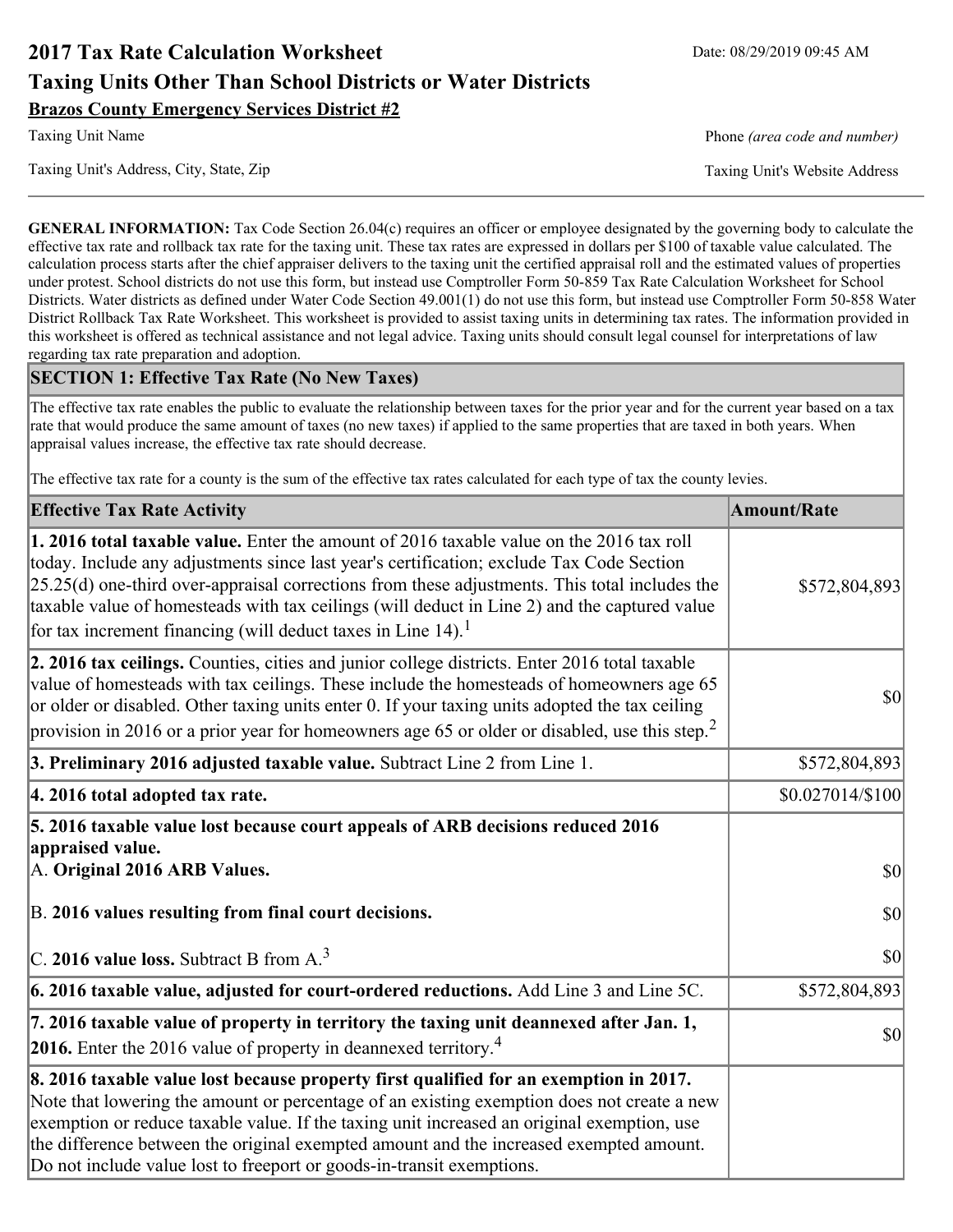# 2017 Tax Rate Calculation Worksheet

Date: 08/29/2019 09:45 AM

## Taxing Units Other Than School Districts or Water Districts

**Brazos County Emergency Services District #2**

Taxing Unit Name

Phone *(area code and number)*

Taxing Unit's Address, City, State, Zip

Taxing Unit's Website Address

**GENERAL INFORMATION:** Tax Code Section 26.04(c) requires an officer or employee designated by the governing body to calculate the effective tax rate and rollback tax rate for the taxing unit. These tax rates are expressed in dollars per $100 of taxable value calculated. The calculation process starts after the chief appraiser delivers to the taxing unit the certified appraisal roll and the estimated values of properties under protest. School districts do not use this form, but instead use Comptroller Form 50-859 Tax Rate Calculation Worksheet for School Districts. Water districts as defined under Water Code Section 49.001(1) do not use this form, but instead use Comptroller Form 50-858 Water District Rollback Tax Rate Worksheet. This worksheet is provided to assist taxing units in determining tax rates. The information provided in this worksheet is offered as technical assistance and not legal advice. Taxing units should consult legal counsel for interpretations of law regarding tax rate preparation and adoption.

### SECTION 1: Effective Tax Rate (No New Taxes)

The effective tax rate enables the public to evaluate the relationship between taxes for the prior year and for the current year based on a tax rate that would produce the same amount of taxes (no new taxes) if applied to the same properties that are taxed in both years. When appraisal values increase, the effective tax rate should decrease.

The effective tax rate for a county is the sum of the effective tax rates calculated for each type of tax the county levies.

| Effective Tax Rate Activity | Amount/Rate |
|---|---|
| **1. 2016 total taxable value.** Enter the amount of 2016 taxable value on the 2016 tax roll today. Include any adjustments since last year's certification; exclude Tax Code Section 25.25(d) one-third over-appraisal corrections from these adjustments. This total includes the taxable value of homesteads with tax ceilings (will deduct in Line 2) and the captured value for tax increment financing (will deduct taxes in Line 14).[1] | $572,804,893 |
| **2. 2016 tax ceilings.** Counties, cities and junior college districts. Enter 2016 total taxable value of homesteads with tax ceilings. These include the homesteads of homeowners age 65 or older or disabled. Other taxing units enter 0. If your taxing units adopted the tax ceiling provision in 2016 or a prior year for homeowners age 65 or older or disabled, use this step.[2] | $0 |
| **3. Preliminary 2016 adjusted taxable value.** Subtract Line 2 from Line 1. | $572,804,893 |
| **4. 2016 total adopted tax rate.** | $0.027014/$100 |
| **5. 2016 taxable value lost because court appeals of ARB decisions reduced 2016 appraised value.** | |
| A. **Original 2016 ARB Values.** | $0 |
| B. **2016 values resulting from final court decisions.** | $0 |
| C. **2016 value loss.** Subtract B from A.[3] | $0 |
| **6. 2016 taxable value, adjusted for court-ordered reductions.** Add Line 3 and Line 5C. | $572,804,893 |
| **7. 2016 taxable value of property in territory the taxing unit deannexed after Jan. 1, 2016.** Enter the 2016 value of property in deannexed territory.[4] | $0 |
| **8. 2016 taxable value lost because property first qualified for an exemption in 2017.** Note that lowering the amount or percentage of an existing exemption does not create a new exemption or reduce taxable value. If the taxing unit increased an original exemption, use the difference between the original exempted amount and the increased exempted amount. Do not include value lost to freeport or goods-in-transit exemptions. | |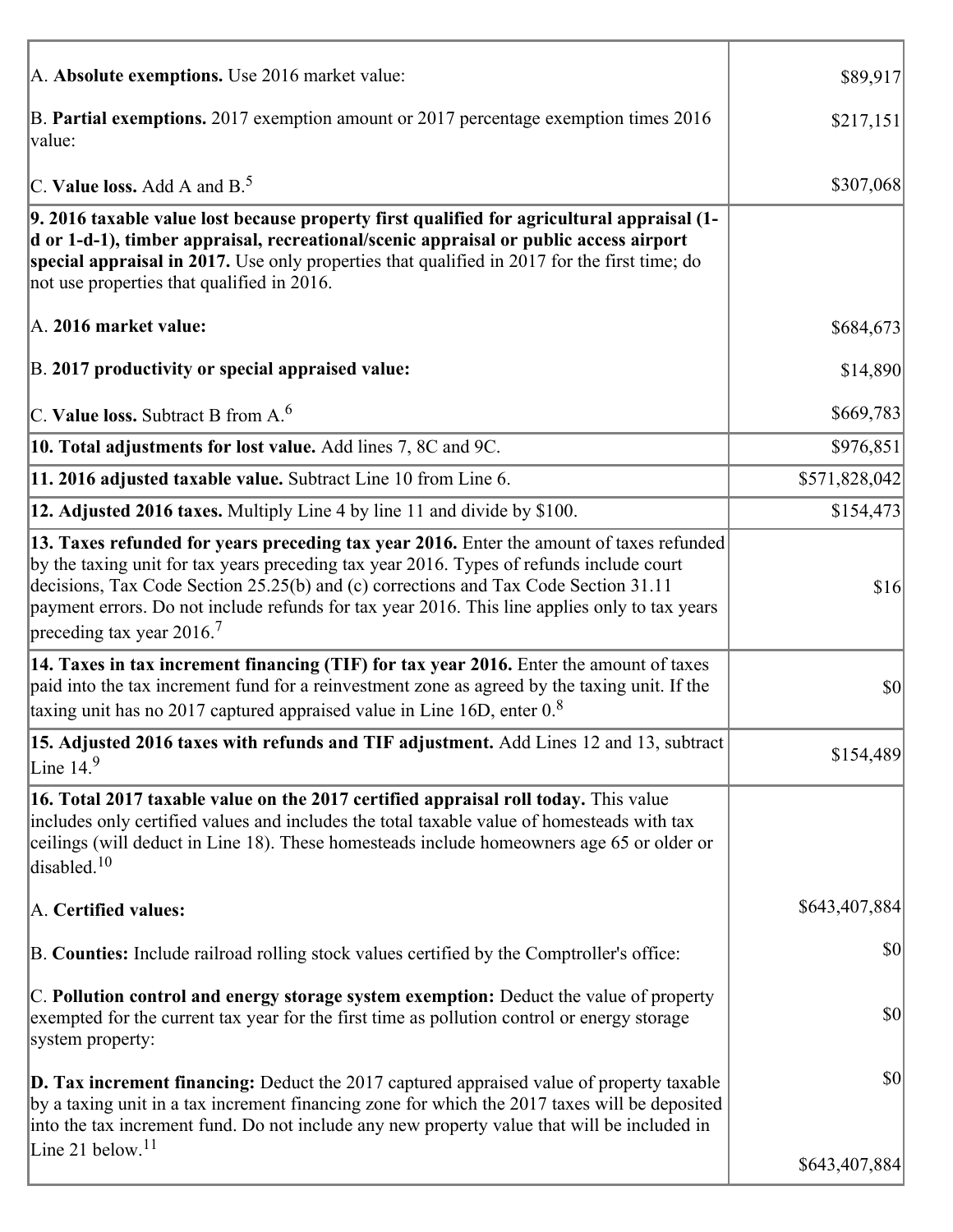| | |
|---|---|
| A. **Absolute exemptions.** Use 2016 market value: | $89,917 |
| B. **Partial exemptions.** 2017 exemption amount or 2017 percentage exemption times 2016 value: | $217,151 |
| C. **Value loss.** Add A and B.[5] | $307,068 |
| **9. 2016 taxable value lost because property first qualified for agricultural appraisal (1-d or 1-d-1), timber appraisal, recreational/scenic appraisal or public access airport special appraisal in 2017.** Use only properties that qualified in 2017 for the first time; do not use properties that qualified in 2016. | |
| A. **2016 market value:** | $684,673 |
| B. **2017 productivity or special appraised value:** | $14,890 |
| C. **Value loss.** Subtract B from A.[6] | $669,783 |
| **10. Total adjustments for lost value.** Add lines 7, 8C and 9C. | $976,851 |
| **11. 2016 adjusted taxable value.** Subtract Line 10 from Line 6. | $571,828,042 |
| **12. Adjusted 2016 taxes.** Multiply Line 4 by line 11 and divide by $100. | $154,473 |
| **13. Taxes refunded for years preceding tax year 2016.** Enter the amount of taxes refunded by the taxing unit for tax years preceding tax year 2016. Types of refunds include court decisions, Tax Code Section 25.25(b) and (c) corrections and Tax Code Section 31.11 payment errors. Do not include refunds for tax year 2016. This line applies only to tax years preceding tax year 2016.[7] | $16 |
| **14. Taxes in tax increment financing (TIF) for tax year 2016.** Enter the amount of taxes paid into the tax increment fund for a reinvestment zone as agreed by the taxing unit. If the taxing unit has no 2017 captured appraised value in Line 16D, enter 0.[8] | $0 |
| **15. Adjusted 2016 taxes with refunds and TIF adjustment.** Add Lines 12 and 13, subtract Line 14.[9] | $154,489 |
| **16. Total 2017 taxable value on the 2017 certified appraisal roll today.** This value includes only certified values and includes the total taxable value of homesteads with tax ceilings (will deduct in Line 18). These homesteads include homeowners age 65 or older or disabled.[10] | |
| A. **Certified values:** | $643,407,884 |
| B. **Counties:** Include railroad rolling stock values certified by the Comptroller's office: | $0 |
| C. **Pollution control and energy storage system exemption:** Deduct the value of property exempted for the current tax year for the first time as pollution control or energy storage system property: | $0 |
| **D. Tax increment financing:** Deduct the 2017 captured appraised value of property taxable by a taxing unit in a tax increment financing zone for which the 2017 taxes will be deposited into the tax increment fund. Do not include any new property value that will be included in Line 21 below.[11] | $0<br>$643,407,884 |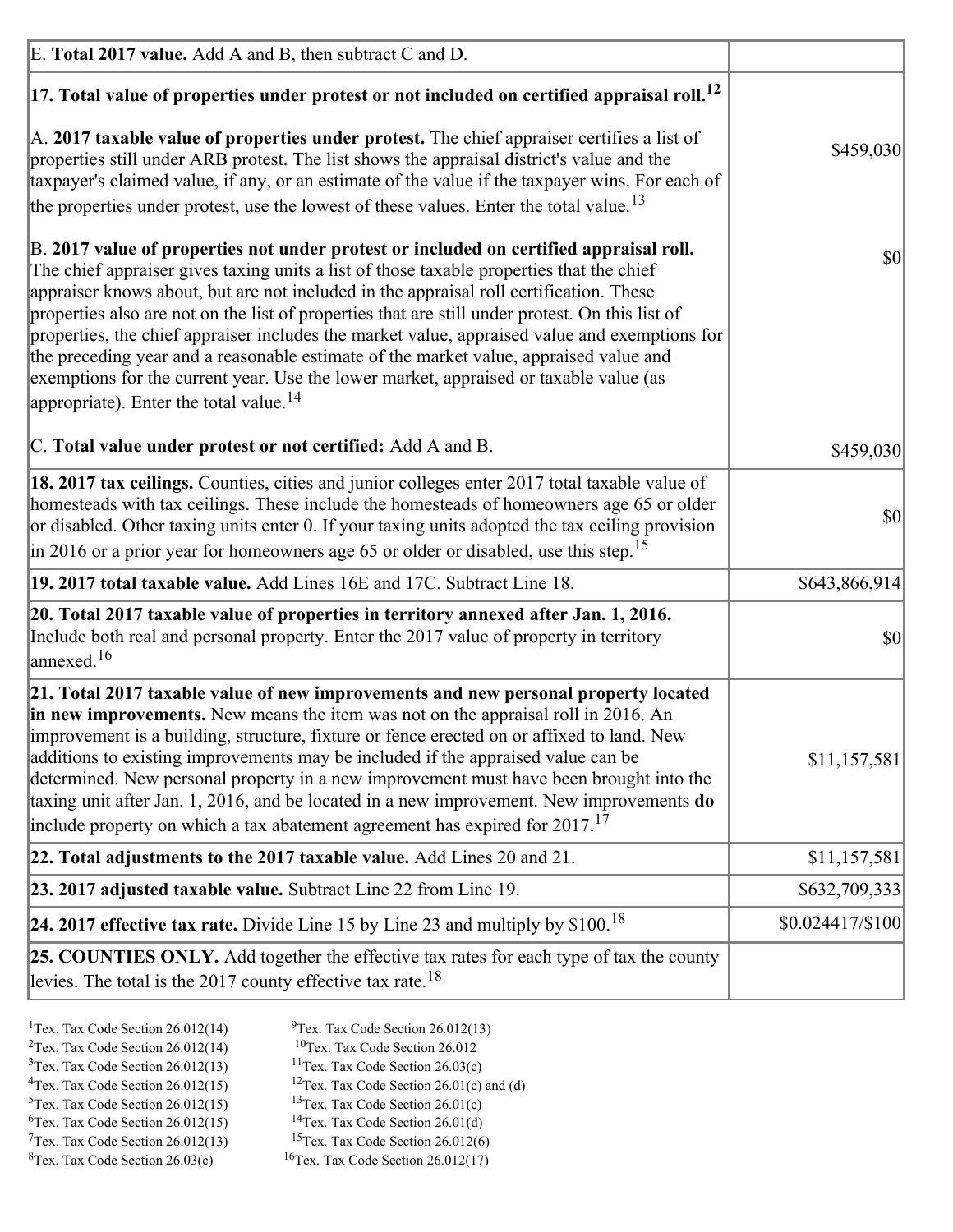| | |
|---|---|
| E. **Total 2017 value.** Add A and B, then subtract C and D. | |
| **17. Total value of properties under protest or not included on certified appraisal roll.**[12] | |
| A. **2017 taxable value of properties under protest.** The chief appraiser certifies a list of properties still under ARB protest. The list shows the appraisal district's value and the taxpayer's claimed value, if any, or an estimate of the value if the taxpayer wins. For each of the properties under protest, use the lowest of these values. Enter the total value.[13] | $459,030 |
| B. **2017 value of properties not under protest or included on certified appraisal roll.** The chief appraiser gives taxing units a list of those taxable properties that the chief appraiser knows about, but are not included in the appraisal roll certification. These properties also are not on the list of properties that are still under protest. On this list of properties, the chief appraiser includes the market value, appraised value and exemptions for the preceding year and a reasonable estimate of the market value, appraised value and exemptions for the current year. Use the lower market, appraised or taxable value (as appropriate). Enter the total value.[14] | $0 |
| C. **Total value under protest or not certified:** Add A and B. | $459,030 |
| **18. 2017 tax ceilings.** Counties, cities and junior colleges enter 2017 total taxable value of homesteads with tax ceilings. These include the homesteads of homeowners age 65 or older or disabled. Other taxing units enter 0. If your taxing units adopted the tax ceiling provision in 2016 or a prior year for homeowners age 65 or older or disabled, use this step.[15] | $0 |
| **19. 2017 total taxable value.** Add Lines 16E and 17C. Subtract Line 18. | $643,866,914 |
| **20. Total 2017 taxable value of properties in territory annexed after Jan. 1, 2016.** Include both real and personal property. Enter the 2017 value of property in territory annexed.[16] | $0 |
| **21. Total 2017 taxable value of new improvements and new personal property located in new improvements.** New means the item was not on the appraisal roll in 2016. An improvement is a building, structure, fixture or fence erected on or affixed to land. New additions to existing improvements may be included if the appraised value can be determined. New personal property in a new improvement must have been brought into the taxing unit after Jan. 1, 2016, and be located in a new improvement. New improvements **do** include property on which a tax abatement agreement has expired for 2017.[17] | $11,157,581 |
| **22. Total adjustments to the 2017 taxable value.** Add Lines 20 and 21. | $11,157,581 |
| **23. 2017 adjusted taxable value.** Subtract Line 22 from Line 19. | $632,709,333 |
| **24. 2017 effective tax rate.** Divide Line 15 by Line 23 and multiply by $100.[18] | $0.024417/$100 |
| **25. COUNTIES ONLY.** Add together the effective tax rates for each type of tax the county levies. The total is the 2017 county effective tax rate.[18] | |

[1]Tex. Tax Code Section 26.012(14)
[2]Tex. Tax Code Section 26.012(14)
[3]Tex. Tax Code Section 26.012(13)
[4]Tex. Tax Code Section 26.012(15)
[5]Tex. Tax Code Section 26.012(15)
[6]Tex. Tax Code Section 26.012(15)
[7]Tex. Tax Code Section 26.012(13)
[8]Tex. Tax Code Section 26.03(c)
[9]Tex. Tax Code Section 26.012(13)
[10]Tex. Tax Code Section 26.012
[11]Tex. Tax Code Section 26.03(c)
[12]Tex. Tax Code Section 26.01(c) and (d)
[13]Tex. Tax Code Section 26.01(c)
[14]Tex. Tax Code Section 26.01(d)
[15]Tex. Tax Code Section 26.012(6)
[16]Tex. Tax Code Section 26.012(17)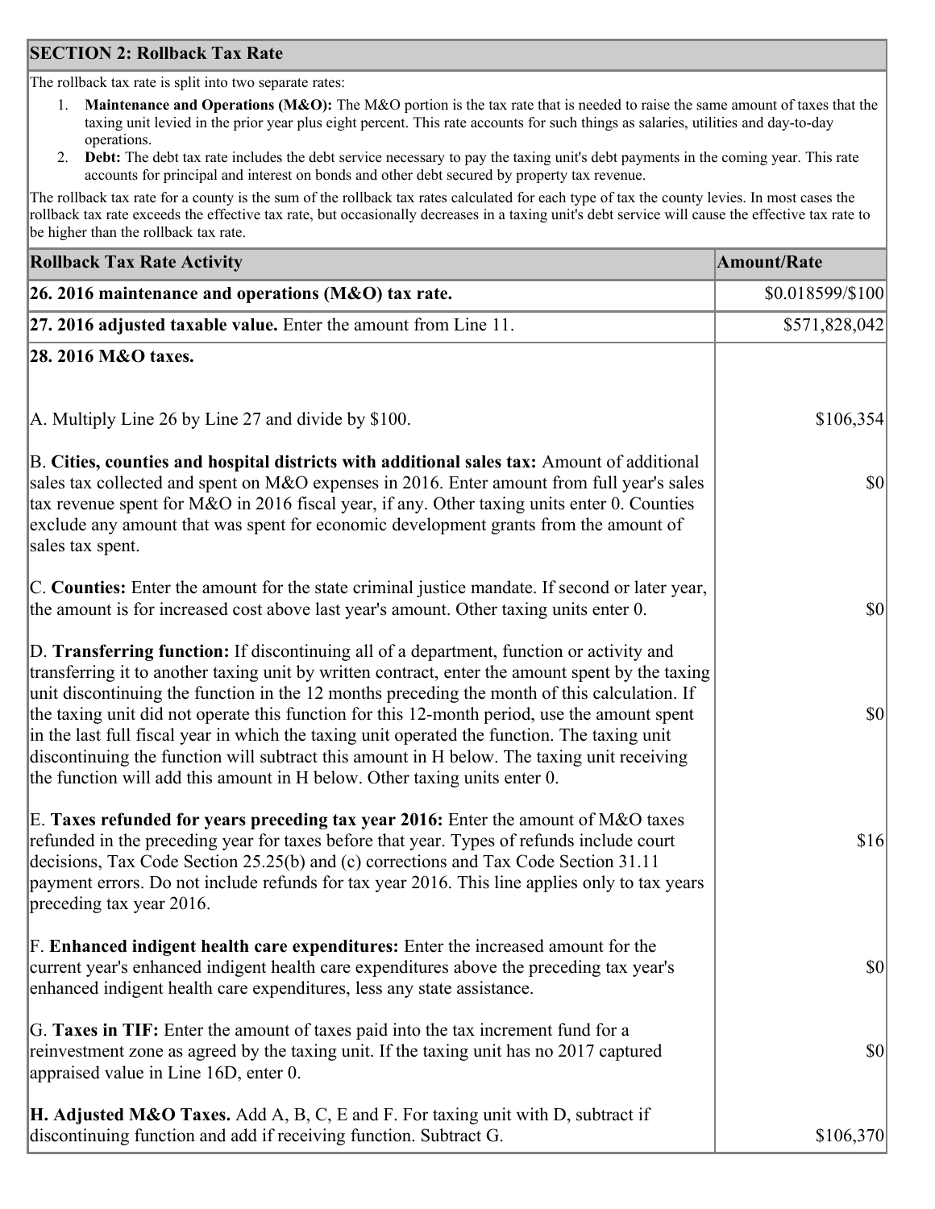## SECTION 2: Rollback Tax Rate

The rollback tax rate is split into two separate rates:

1. **Maintenance and Operations (M&O):** The M&O portion is the tax rate that is needed to raise the same amount of taxes that the taxing unit levied in the prior year plus eight percent. This rate accounts for such things as salaries, utilities and day-to-day operations.
2. **Debt:** The debt tax rate includes the debt service necessary to pay the taxing unit's debt payments in the coming year. This rate accounts for principal and interest on bonds and other debt secured by property tax revenue.

The rollback tax rate for a county is the sum of the rollback tax rates calculated for each type of tax the county levies. In most cases the rollback tax rate exceeds the effective tax rate, but occasionally decreases in a taxing unit's debt service will cause the effective tax rate to be higher than the rollback tax rate.

| Rollback Tax Rate Activity | Amount/Rate |
|---|---|
| **26. 2016 maintenance and operations (M&O) tax rate.** | $0.018599/$100 |
| **27. 2016 adjusted taxable value.** Enter the amount from Line 11. | $571,828,042 |
| **28. 2016 M&O taxes.** | |
| A. Multiply Line 26 by Line 27 and divide by $100. | $106,354 |
| B. **Cities, counties and hospital districts with additional sales tax:** Amount of additional sales tax collected and spent on M&O expenses in 2016. Enter amount from full year's sales tax revenue spent for M&O in 2016 fiscal year, if any. Other taxing units enter 0. Counties exclude any amount that was spent for economic development grants from the amount of sales tax spent. | $0 |
| C. **Counties:** Enter the amount for the state criminal justice mandate. If second or later year, the amount is for increased cost above last year's amount. Other taxing units enter 0. | $0 |
| D. **Transferring function:** If discontinuing all of a department, function or activity and transferring it to another taxing unit by written contract, enter the amount spent by the taxing unit discontinuing the function in the 12 months preceding the month of this calculation. If the taxing unit did not operate this function for this 12-month period, use the amount spent in the last full fiscal year in which the taxing unit operated the function. The taxing unit discontinuing the function will subtract this amount in H below. The taxing unit receiving the function will add this amount in H below. Other taxing units enter 0. | $0 |
| E. **Taxes refunded for years preceding tax year 2016:** Enter the amount of M&O taxes refunded in the preceding year for taxes before that year. Types of refunds include court decisions, Tax Code Section 25.25(b) and (c) corrections and Tax Code Section 31.11 payment errors. Do not include refunds for tax year 2016. This line applies only to tax years preceding tax year 2016. | $16 |
| F. **Enhanced indigent health care expenditures:** Enter the increased amount for the current year's enhanced indigent health care expenditures above the preceding tax year's enhanced indigent health care expenditures, less any state assistance. | $0 |
| G. **Taxes in TIF:** Enter the amount of taxes paid into the tax increment fund for a reinvestment zone as agreed by the taxing unit. If the taxing unit has no 2017 captured appraised value in Line 16D, enter 0. | $0 |
| **H. Adjusted M&O Taxes.** Add A, B, C, E and F. For taxing unit with D, subtract if discontinuing function and add if receiving function. Subtract G. | $106,370 |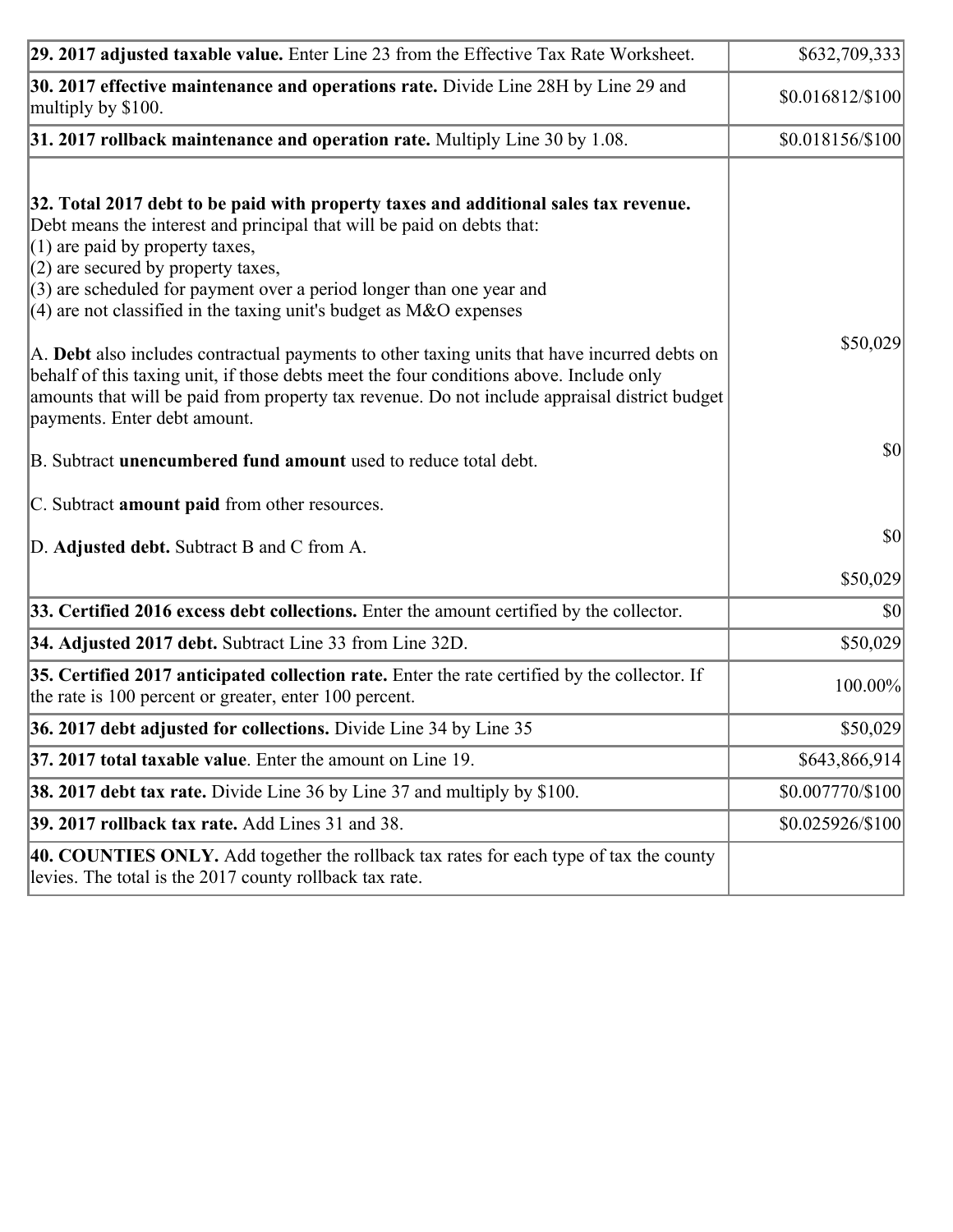| | |
|---|---|
| **29. 2017 adjusted taxable value.** Enter Line 23 from the Effective Tax Rate Worksheet. | $632,709,333 |
| **30. 2017 effective maintenance and operations rate.** Divide Line 28H by Line 29 and multiply by $100. | $0.016812/$100 |
| **31. 2017 rollback maintenance and operation rate.** Multiply Line 30 by 1.08. | $0.018156/$100 |
| **32. Total 2017 debt to be paid with property taxes and additional sales tax revenue.** Debt means the interest and principal that will be paid on debts that:<br>(1) are paid by property taxes,<br>(2) are secured by property taxes,<br>(3) are scheduled for payment over a period longer than one year and<br>(4) are not classified in the taxing unit's budget as M&O expenses<br><br>A. **Debt** also includes contractual payments to other taxing units that have incurred debts on behalf of this taxing unit, if those debts meet the four conditions above. Include only amounts that will be paid from property tax revenue. Do not include appraisal district budget payments. Enter debt amount.<br><br>B. Subtract **unencumbered fund amount** used to reduce total debt.<br><br>C. Subtract **amount paid** from other resources.<br><br>D. **Adjusted debt.** Subtract B and C from A. | $50,029<br><br>$0<br><br>$0<br><br>$50,029 |
| **33. Certified 2016 excess debt collections.** Enter the amount certified by the collector. | $0 |
| **34. Adjusted 2017 debt.** Subtract Line 33 from Line 32D. | $50,029 |
| **35. Certified 2017 anticipated collection rate.** Enter the rate certified by the collector. If the rate is 100 percent or greater, enter 100 percent. | 100.00% |
| **36. 2017 debt adjusted for collections.** Divide Line 34 by Line 35 | $50,029 |
| **37. 2017 total taxable value**. Enter the amount on Line 19. | $643,866,914 |
| **38. 2017 debt tax rate.** Divide Line 36 by Line 37 and multiply by $100. | $0.007770/$100 |
| **39. 2017 rollback tax rate.** Add Lines 31 and 38. | $0.025926/$100 |
| **40. COUNTIES ONLY.** Add together the rollback tax rates for each type of tax the county levies. The total is the 2017 county rollback tax rate. | |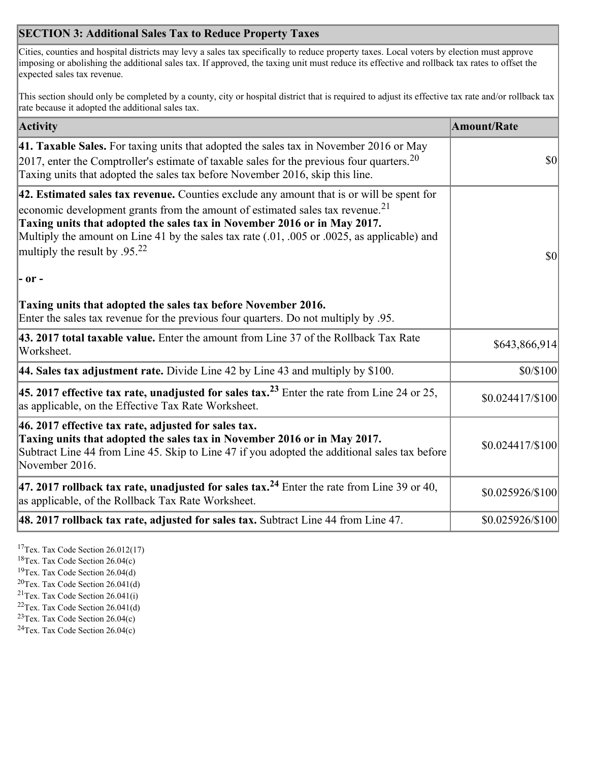## SECTION 3: Additional Sales Tax to Reduce Property Taxes

Cities, counties and hospital districts may levy a sales tax specifically to reduce property taxes. Local voters by election must approve imposing or abolishing the additional sales tax. If approved, the taxing unit must reduce its effective and rollback tax rates to offset the expected sales tax revenue.

This section should only be completed by a county, city or hospital district that is required to adjust its effective tax rate and/or rollback tax rate because it adopted the additional sales tax.

| Activity | Amount/Rate |
|---|---|
| **41. Taxable Sales.** For taxing units that adopted the sales tax in November 2016 or May 2017, enter the Comptroller's estimate of taxable sales for the previous four quarters.[20] Taxing units that adopted the sales tax before November 2016, skip this line. | $0 |
| **42. Estimated sales tax revenue.** Counties exclude any amount that is or will be spent for economic development grants from the amount of estimated sales tax revenue.[21] **Taxing units that adopted the sales tax in November 2016 or in May 2017.** Multiply the amount on Line 41 by the sales tax rate (.01, .005 or .0025, as applicable) and multiply the result by .95.[22] **- or -** **Taxing units that adopted the sales tax before November 2016.** Enter the sales tax revenue for the previous four quarters. Do not multiply by .95. | $0 |
| **43. 2017 total taxable value.** Enter the amount from Line 37 of the Rollback Tax Rate Worksheet. | $643,866,914 |
| **44. Sales tax adjustment rate.** Divide Line 42 by Line 43 and multiply by $100. | $0/$100 |
| **45. 2017 effective tax rate, unadjusted for sales tax.**[23] Enter the rate from Line 24 or 25, as applicable, on the Effective Tax Rate Worksheet. | $0.024417/$100 |
| **46. 2017 effective tax rate, adjusted for sales tax.** **Taxing units that adopted the sales tax in November 2016 or in May 2017.** Subtract Line 44 from Line 45. Skip to Line 47 if you adopted the additional sales tax before November 2016. | $0.024417/$100 |
| **47. 2017 rollback tax rate, unadjusted for sales tax.**[24] Enter the rate from Line 39 or 40, as applicable, of the Rollback Tax Rate Worksheet. | $0.025926/$100 |
| **48. 2017 rollback tax rate, adjusted for sales tax.** Subtract Line 44 from Line 47. | $0.025926/$100 |

[17] Tex. Tax Code Section 26.012(17)
[18] Tex. Tax Code Section 26.04(c)
[19] Tex. Tax Code Section 26.04(d)
[20] Tex. Tax Code Section 26.041(d)
[21] Tex. Tax Code Section 26.041(i)
[22] Tex. Tax Code Section 26.041(d)
[23] Tex. Tax Code Section 26.04(c)
[24] Tex. Tax Code Section 26.04(c)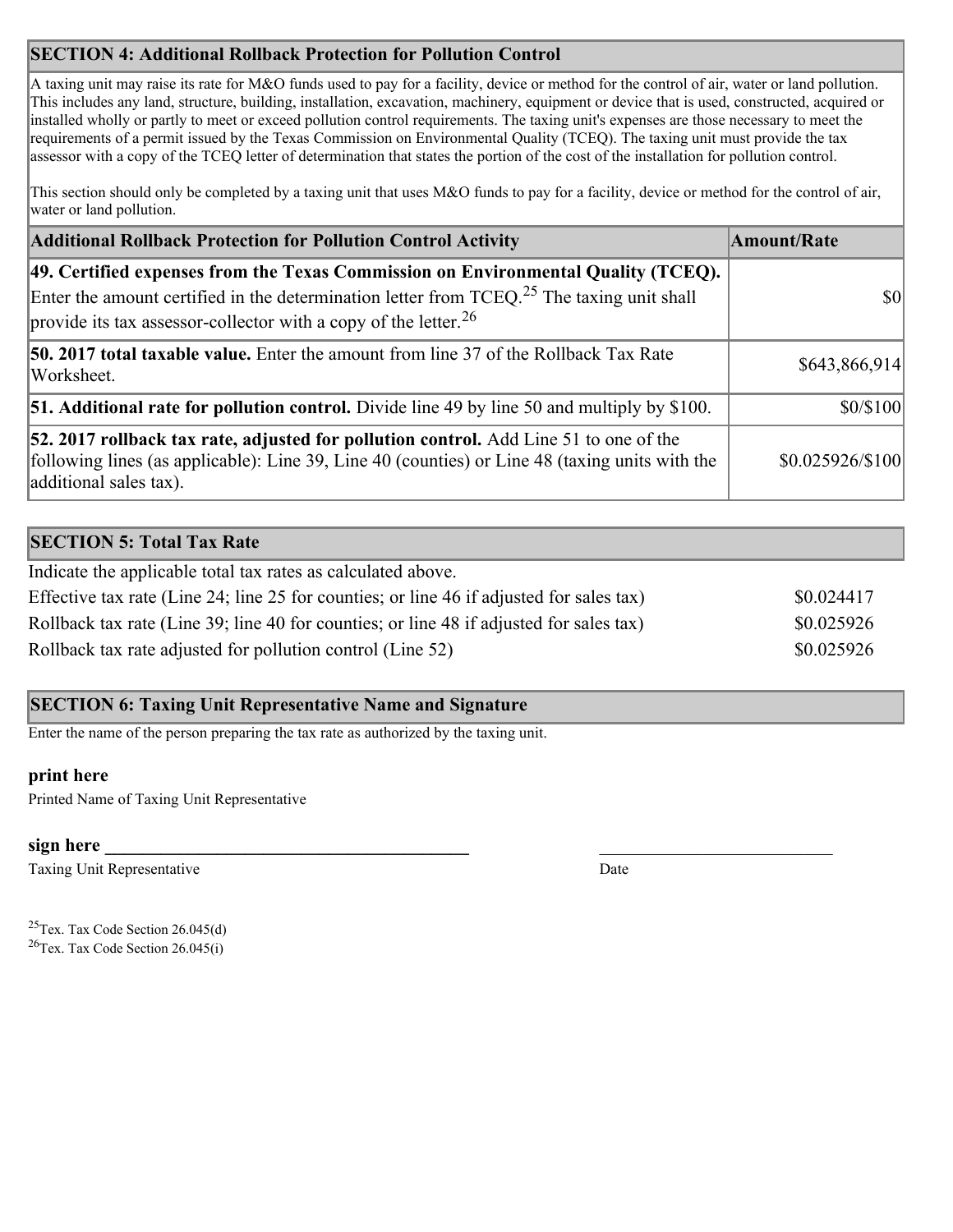## SECTION 4: Additional Rollback Protection for Pollution Control

A taxing unit may raise its rate for M&O funds used to pay for a facility, device or method for the control of air, water or land pollution. This includes any land, structure, building, installation, excavation, machinery, equipment or device that is used, constructed, acquired or installed wholly or partly to meet or exceed pollution control requirements. The taxing unit's expenses are those necessary to meet the requirements of a permit issued by the Texas Commission on Environmental Quality (TCEQ). The taxing unit must provide the tax assessor with a copy of the TCEQ letter of determination that states the portion of the cost of the installation for pollution control.

This section should only be completed by a taxing unit that uses M&O funds to pay for a facility, device or method for the control of air, water or land pollution.

| Additional Rollback Protection for Pollution Control Activity | Amount/Rate |
|---|---|
| **49. Certified expenses from the Texas Commission on Environmental Quality (TCEQ).** Enter the amount certified in the determination letter from TCEQ.[25] The taxing unit shall provide its tax assessor-collector with a copy of the letter.[26] | $0 |
| **50. 2017 total taxable value.** Enter the amount from line 37 of the Rollback Tax Rate Worksheet. | $643,866,914 |
| **51. Additional rate for pollution control.** Divide line 49 by line 50 and multiply by $100. | $0/$100 |
| **52. 2017 rollback tax rate, adjusted for pollution control.** Add Line 51 to one of the following lines (as applicable): Line 39, Line 40 (counties) or Line 48 (taxing units with the additional sales tax). | $0.025926/$100 |

## SECTION 5: Total Tax Rate

Indicate the applicable total tax rates as calculated above.

| | |
|---|---|
| Effective tax rate (Line 24; line 25 for counties; or line 46 if adjusted for sales tax) | $0.024417 |
| Rollback tax rate (Line 39; line 40 for counties; or line 48 if adjusted for sales tax) | $0.025926 |
| Rollback tax rate adjusted for pollution control (Line 52) | $0.025926 |

## SECTION 6: Taxing Unit Representative Name and Signature

Enter the name of the person preparing the tax rate as authorized by the taxing unit.

**print here**

Printed Name of Taxing Unit Representative

**sign here** ________________________________________ ____________________________

Taxing Unit Representative Date

[25]Tex. Tax Code Section 26.045(d)
[26]Tex. Tax Code Section 26.045(i)